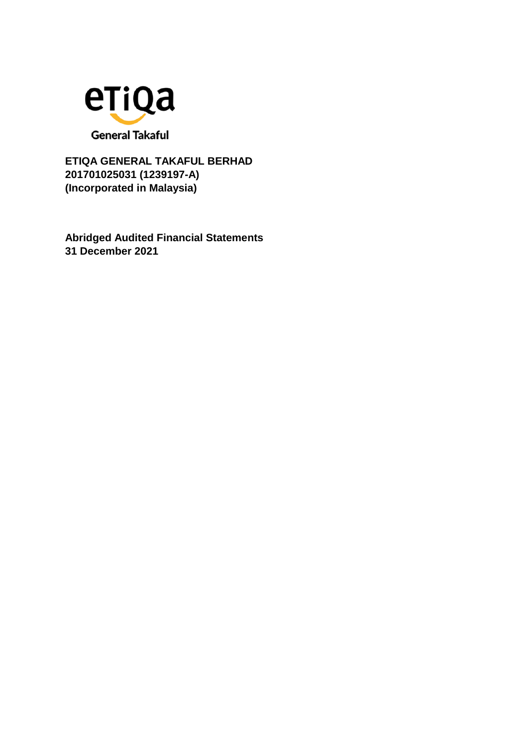eTiQa

General Takaful

**ETIQA GENERAL TAKAFUL BERHAD**
**201701025031 (1239197-A)**
**(Incorporated in Malaysia)**

**Abridged Audited Financial Statements**
**31 December 2021**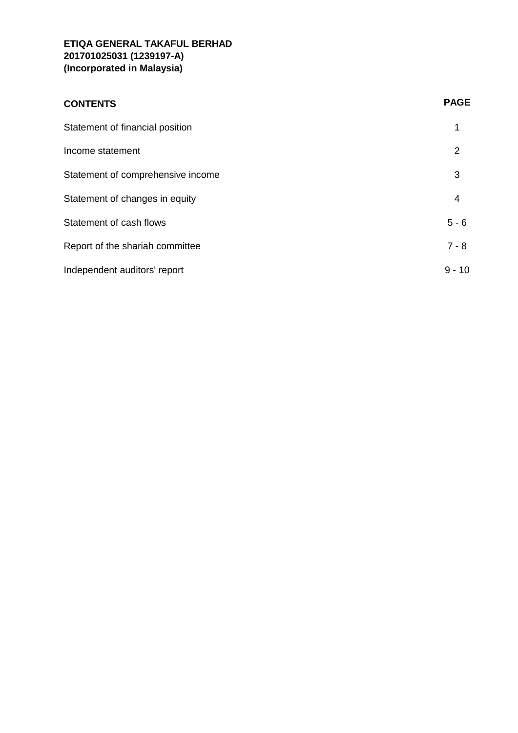**ETIQA GENERAL TAKAFUL BERHAD**
**201701025031 (1239197-A)**
**(Incorporated in Malaysia)**

| **CONTENTS** | **PAGE** |
|---|---|
| Statement of financial position | 1 |
| Income statement | 2 |
| Statement of comprehensive income | 3 |
| Statement of changes in equity | 4 |
| Statement of cash flows | 5 - 6 |
| Report of the shariah committee | 7 - 8 |
| Independent auditors' report | 9 - 10 |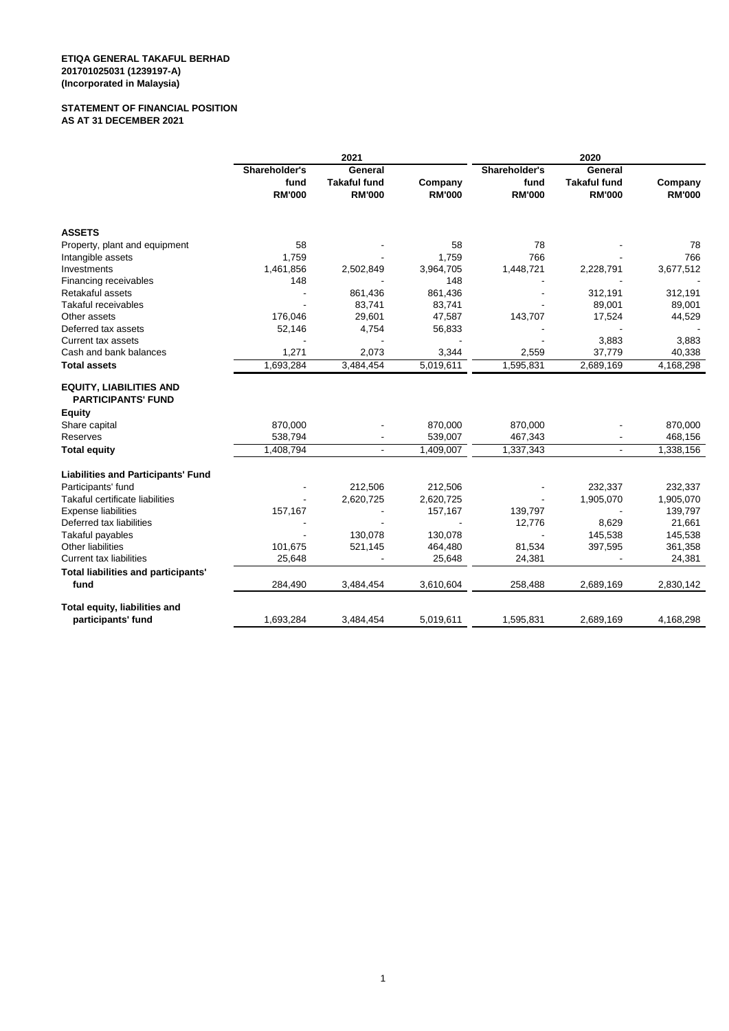**ETIQA GENERAL TAKAFUL BERHAD**
**201701025031 (1239197-A)**
**(Incorporated in Malaysia)**

**STATEMENT OF FINANCIAL POSITION**
**AS AT 31 DECEMBER 2021**

| | 2021 | | | 2020 | | |
|---|---|---|---|---|---|---|
| | Shareholder's fund RM'000 | General Takaful fund RM'000 | Company RM'000 | Shareholder's fund RM'000 | General Takaful fund RM'000 | Company RM'000 |
| **ASSETS** | | | | | | |
| Property, plant and equipment | 58 | - | 58 | 78 | - | 78 |
| Intangible assets | 1,759 | - | 1,759 | 766 | - | 766 |
| Investments | 1,461,856 | 2,502,849 | 3,964,705 | 1,448,721 | 2,228,791 | 3,677,512 |
| Financing receivables | 148 | - | 148 | - | - | - |
| Retakaful assets | - | 861,436 | 861,436 | - | 312,191 | 312,191 |
| Takaful receivables | - | 83,741 | 83,741 | - | 89,001 | 89,001 |
| Other assets | 176,046 | 29,601 | 47,587 | 143,707 | 17,524 | 44,529 |
| Deferred tax assets | 52,146 | 4,754 | 56,833 | - | - | - |
| Current tax assets | - | - | - | - | 3,883 | 3,883 |
| Cash and bank balances | 1,271 | 2,073 | 3,344 | 2,559 | 37,779 | 40,338 |
| **Total assets** | 1,693,284 | 3,484,454 | 5,019,611 | 1,595,831 | 2,689,169 | 4,168,298 |
| **EQUITY, LIABILITIES AND PARTICIPANTS' FUND** | | | | | | |
| **Equity** | | | | | | |
| Share capital | 870,000 | - | 870,000 | 870,000 | - | 870,000 |
| Reserves | 538,794 | - | 539,007 | 467,343 | - | 468,156 |
| **Total equity** | 1,408,794 | - | 1,409,007 | 1,337,343 | - | 1,338,156 |
| **Liabilities and Participants' Fund** | | | | | | |
| Participants' fund | - | 212,506 | 212,506 | - | 232,337 | 232,337 |
| Takaful certificate liabilities | - | 2,620,725 | 2,620,725 | - | 1,905,070 | 1,905,070 |
| Expense liabilities | 157,167 | - | 157,167 | 139,797 | - | 139,797 |
| Deferred tax liabilities | - | - | - | 12,776 | 8,629 | 21,661 |
| Takaful payables | - | 130,078 | 130,078 | - | 145,538 | 145,538 |
| Other liabilities | 101,675 | 521,145 | 464,480 | 81,534 | 397,595 | 361,358 |
| Current tax liabilities | 25,648 | - | 25,648 | 24,381 | - | 24,381 |
| **Total liabilities and participants' fund** | 284,490 | 3,484,454 | 3,610,604 | 258,488 | 2,689,169 | 2,830,142 |
| **Total equity, liabilities and participants' fund** | 1,693,284 | 3,484,454 | 5,019,611 | 1,595,831 | 2,689,169 | 4,168,298 |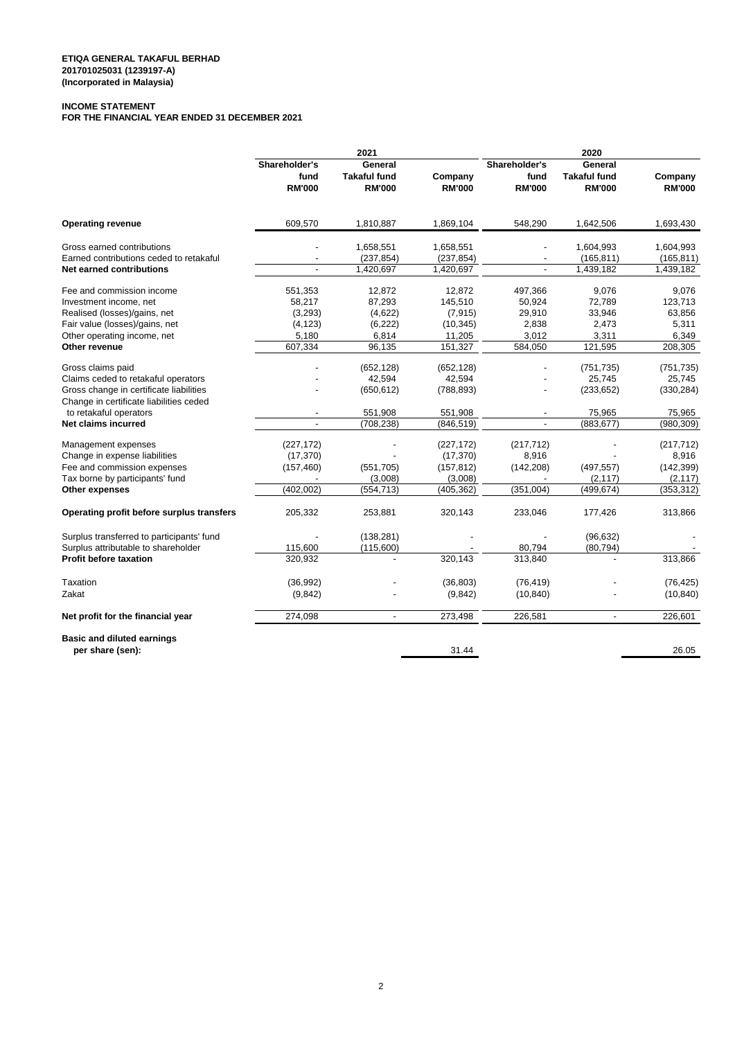**ETIQA GENERAL TAKAFUL BERHAD**
**201701025031 (1239197-A)**
**(Incorporated in Malaysia)**

**INCOME STATEMENT**
**FOR THE FINANCIAL YEAR ENDED 31 DECEMBER 2021**

| | 2021 | | | 2020 | | |
|---|---|---|---|---|---|---|
| | Shareholder's fund RM'000 | General Takaful fund RM'000 | Company RM'000 | Shareholder's fund RM'000 | General Takaful fund RM'000 | Company RM'000 |
| **Operating revenue** | 609,570 | 1,810,887 | 1,869,104 | 548,290 | 1,642,506 | 1,693,430 |
| Gross earned contributions | - | 1,658,551 | 1,658,551 | - | 1,604,993 | 1,604,993 |
| Earned contributions ceded to retakaful | - | (237,854) | (237,854) | - | (165,811) | (165,811) |
| **Net earned contributions** | - | 1,420,697 | 1,420,697 | - | 1,439,182 | 1,439,182 |
| Fee and commission income | 551,353 | 12,872 | 12,872 | 497,366 | 9,076 | 9,076 |
| Investment income, net | 58,217 | 87,293 | 145,510 | 50,924 | 72,789 | 123,713 |
| Realised (losses)/gains, net | (3,293) | (4,622) | (7,915) | 29,910 | 33,946 | 63,856 |
| Fair value (losses)/gains, net | (4,123) | (6,222) | (10,345) | 2,838 | 2,473 | 5,311 |
| Other operating income, net | 5,180 | 6,814 | 11,205 | 3,012 | 3,311 | 6,349 |
| **Other revenue** | 607,334 | 96,135 | 151,327 | 584,050 | 121,595 | 208,305 |
| Gross claims paid | - | (652,128) | (652,128) | - | (751,735) | (751,735) |
| Claims ceded to retakaful operators | - | 42,594 | 42,594 | - | 25,745 | 25,745 |
| Gross change in certificate liabilities | - | (650,612) | (788,893) | - | (233,652) | (330,284) |
| Change in certificate liabilities ceded to retakaful operators | - | 551,908 | 551,908 | - | 75,965 | 75,965 |
| **Net claims incurred** | - | (708,238) | (846,519) | - | (883,677) | (980,309) |
| Management expenses | (227,172) | - | (227,172) | (217,712) | - | (217,712) |
| Change in expense liabilities | (17,370) | - | (17,370) | 8,916 | - | 8,916 |
| Fee and commission expenses | (157,460) | (551,705) | (157,812) | (142,208) | (497,557) | (142,399) |
| Tax borne by participants' fund | - | (3,008) | (3,008) | - | (2,117) | (2,117) |
| **Other expenses** | (402,002) | (554,713) | (405,362) | (351,004) | (499,674) | (353,312) |
| **Operating profit before surplus transfers** | 205,332 | 253,881 | 320,143 | 233,046 | 177,426 | 313,866 |
| Surplus transferred to participants' fund | - | (138,281) | - | - | (96,632) | - |
| Surplus attributable to shareholder | 115,600 | (115,600) | - | 80,794 | (80,794) | - |
| **Profit before taxation** | 320,932 | - | 320,143 | 313,840 | - | 313,866 |
| Taxation | (36,992) | - | (36,803) | (76,419) | - | (76,425) |
| Zakat | (9,842) | - | (9,842) | (10,840) | - | (10,840) |
| **Net profit for the financial year** | 274,098 | - | 273,498 | 226,581 | - | 226,601 |
| **Basic and diluted earnings per share (sen):** | | | 31.44 | | | 26.05 |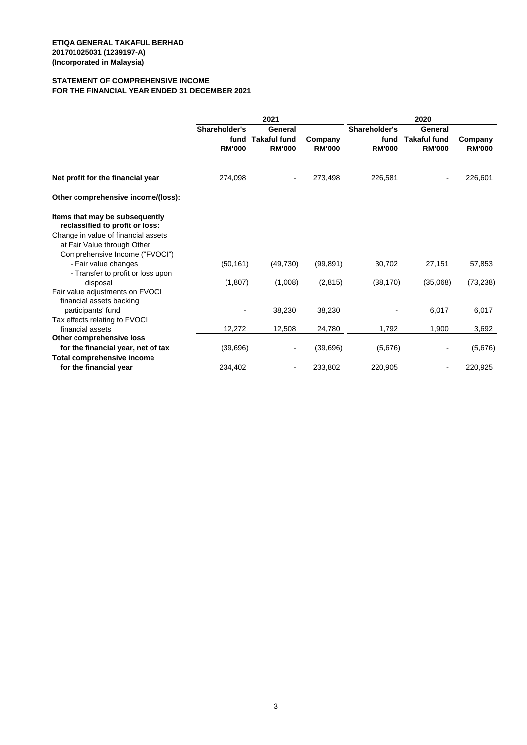**ETIQA GENERAL TAKAFUL BERHAD**
**201701025031 (1239197-A)**
**(Incorporated in Malaysia)**

**STATEMENT OF COMPREHENSIVE INCOME**
**FOR THE FINANCIAL YEAR ENDED 31 DECEMBER 2021**

| | 2021 | | | 2020 | | |
|---|---|---|---|---|---|---|
| | Shareholder's fund RM'000 | General Takaful fund RM'000 | Company RM'000 | Shareholder's fund RM'000 | General Takaful fund RM'000 | Company RM'000 |
| **Net profit for the financial year** | 274,098 | - | 273,498 | 226,581 | - | 226,601 |
| **Other comprehensive income/(loss):** | | | | | | |
| **Items that may be subsequently reclassified to profit or loss:** | | | | | | |
| Change in value of financial assets at Fair Value through Other Comprehensive Income ("FVOCI") | | | | | | |
| - Fair value changes | (50,161) | (49,730) | (99,891) | 30,702 | 27,151 | 57,853 |
| - Transfer to profit or loss upon disposal | (1,807) | (1,008) | (2,815) | (38,170) | (35,068) | (73,238) |
| Fair value adjustments on FVOCI financial assets backing participants' fund | - | 38,230 | 38,230 | - | 6,017 | 6,017 |
| Tax effects relating to FVOCI financial assets | 12,272 | 12,508 | 24,780 | 1,792 | 1,900 | 3,692 |
| **Other comprehensive loss for the financial year, net of tax** | (39,696) | - | (39,696) | (5,676) | - | (5,676) |
| **Total comprehensive income for the financial year** | 234,402 | - | 233,802 | 220,905 | - | 220,925 |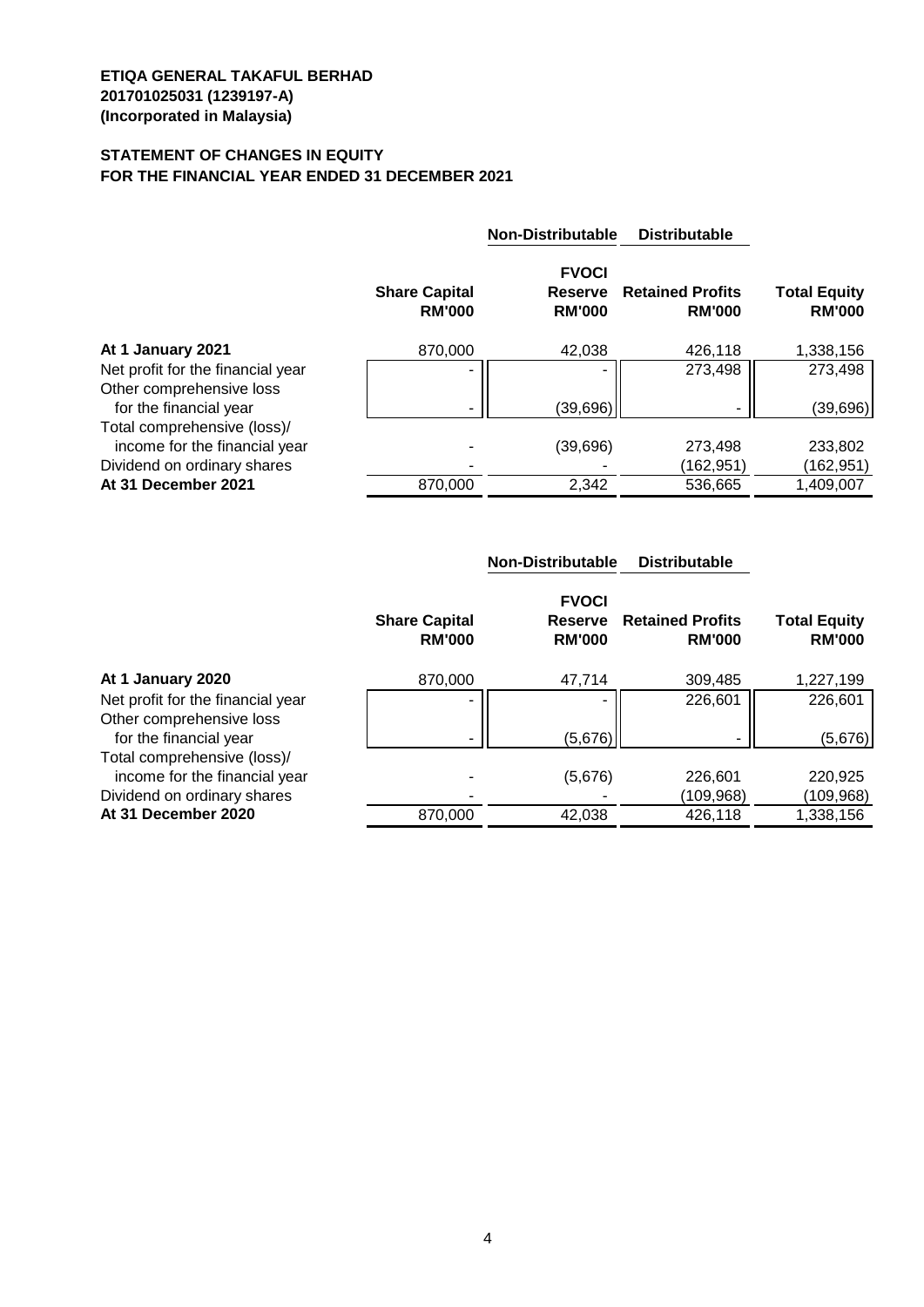**ETIQA GENERAL TAKAFUL BERHAD**
**201701025031 (1239197-A)**
**(Incorporated in Malaysia)**

**STATEMENT OF CHANGES IN EQUITY**
**FOR THE FINANCIAL YEAR ENDED 31 DECEMBER 2021**

| | | Non-Distributable | Distributable | |
|---|---|---|---|---|
| | Share Capital RM'000 | FVOCI Reserve RM'000 | Retained Profits RM'000 | Total Equity RM'000 |
| **At 1 January 2021** | 870,000 | 42,038 | 426,118 | 1,338,156 |
| Net profit for the financial year | - | - | 273,498 | 273,498 |
| Other comprehensive loss for the financial year | - | (39,696) | - | (39,696) |
| Total comprehensive (loss)/ income for the financial year | - | (39,696) | 273,498 | 233,802 |
| Dividend on ordinary shares | - | - | (162,951) | (162,951) |
| **At 31 December 2021** | 870,000 | 2,342 | 536,665 | 1,409,007 |

| | | Non-Distributable | Distributable | |
|---|---|---|---|---|
| | Share Capital RM'000 | FVOCI Reserve RM'000 | Retained Profits RM'000 | Total Equity RM'000 |
| **At 1 January 2020** | 870,000 | 47,714 | 309,485 | 1,227,199 |
| Net profit for the financial year | - | - | 226,601 | 226,601 |
| Other comprehensive loss for the financial year | - | (5,676) | - | (5,676) |
| Total comprehensive (loss)/ income for the financial year | - | (5,676) | 226,601 | 220,925 |
| Dividend on ordinary shares | - | - | (109,968) | (109,968) |
| **At 31 December 2020** | 870,000 | 42,038 | 426,118 | 1,338,156 |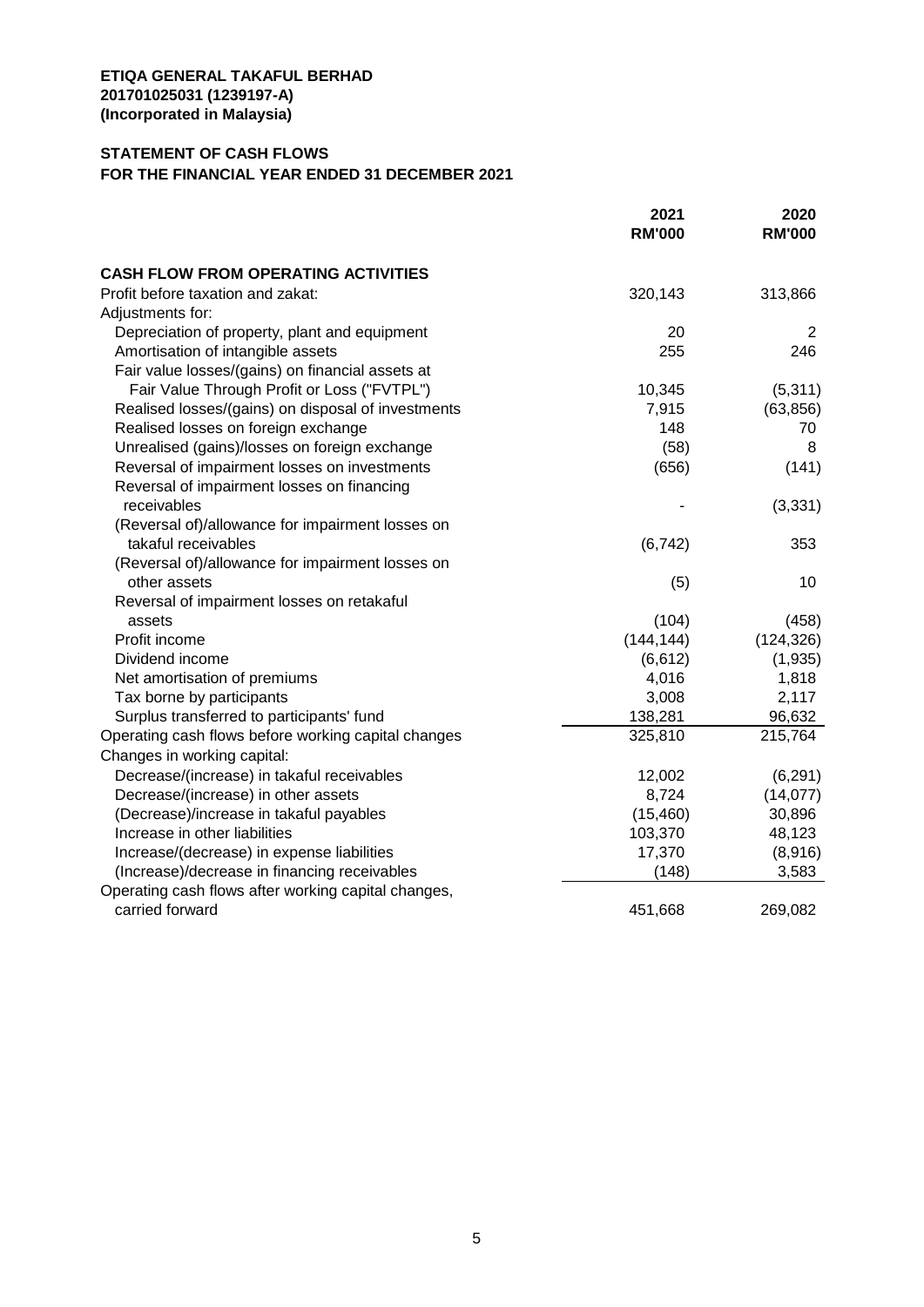**ETIQA GENERAL TAKAFUL BERHAD**
**201701025031 (1239197-A)**
**(Incorporated in Malaysia)**

**STATEMENT OF CASH FLOWS**
**FOR THE FINANCIAL YEAR ENDED 31 DECEMBER 2021**

| | 2021 RM'000 | 2020 RM'000 |
|---|---|---|
| **CASH FLOW FROM OPERATING ACTIVITIES** | | |
| Profit before taxation and zakat: | 320,143 | 313,866 |
| Adjustments for: | | |
| Depreciation of property, plant and equipment | 20 | 2 |
| Amortisation of intangible assets | 255 | 246 |
| Fair value losses/(gains) on financial assets at Fair Value Through Profit or Loss ("FVTPL") | 10,345 | (5,311) |
| Realised losses/(gains) on disposal of investments | 7,915 | (63,856) |
| Realised losses on foreign exchange | 148 | 70 |
| Unrealised (gains)/losses on foreign exchange | (58) | 8 |
| Reversal of impairment losses on investments | (656) | (141) |
| Reversal of impairment losses on financing receivables | - | (3,331) |
| (Reversal of)/allowance for impairment losses on takaful receivables | (6,742) | 353 |
| (Reversal of)/allowance for impairment losses on other assets | (5) | 10 |
| Reversal of impairment losses on retakaful assets | (104) | (458) |
| Profit income | (144,144) | (124,326) |
| Dividend income | (6,612) | (1,935) |
| Net amortisation of premiums | 4,016 | 1,818 |
| Tax borne by participants | 3,008 | 2,117 |
| Surplus transferred to participants' fund | 138,281 | 96,632 |
| Operating cash flows before working capital changes | 325,810 | 215,764 |
| Changes in working capital: | | |
| Decrease/(increase) in takaful receivables | 12,002 | (6,291) |
| Decrease/(increase) in other assets | 8,724 | (14,077) |
| (Decrease)/increase in takaful payables | (15,460) | 30,896 |
| Increase in other liabilities | 103,370 | 48,123 |
| Increase/(decrease) in expense liabilities | 17,370 | (8,916) |
| (Increase)/decrease in financing receivables | (148) | 3,583 |
| Operating cash flows after working capital changes, carried forward | 451,668 | 269,082 |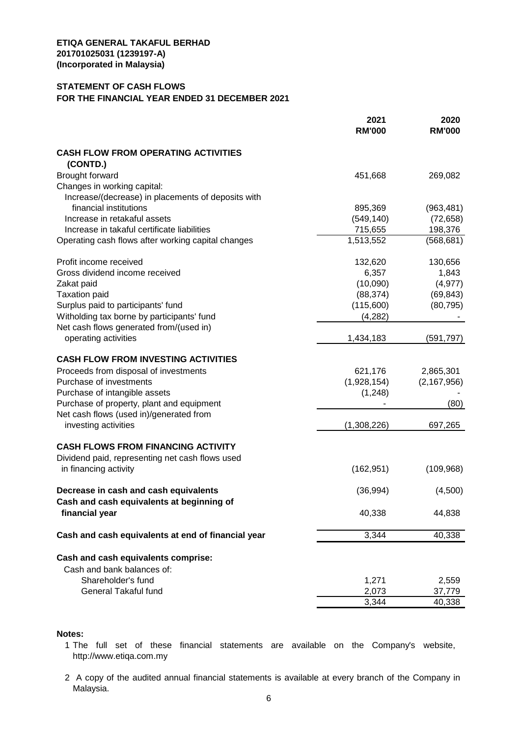**ETIQA GENERAL TAKAFUL BERHAD**
**201701025031 (1239197-A)**
**(Incorporated in Malaysia)**

**STATEMENT OF CASH FLOWS**
**FOR THE FINANCIAL YEAR ENDED 31 DECEMBER 2021**

| | 2021 RM'000 | 2020 RM'000 |
|---|---|---|
| **CASH FLOW FROM OPERATING ACTIVITIES (CONTD.)** | | |
| Brought forward | 451,668 | 269,082 |
| Changes in working capital: | | |
| Increase/(decrease) in placements of deposits with financial institutions | 895,369 | (963,481) |
| Increase in retakaful assets | (549,140) | (72,658) |
| Increase in takaful certificate liabilities | 715,655 | 198,376 |
| Operating cash flows after working capital changes | 1,513,552 | (568,681) |
| Profit income received | 132,620 | 130,656 |
| Gross dividend income received | 6,357 | 1,843 |
| Zakat paid | (10,090) | (4,977) |
| Taxation paid | (88,374) | (69,843) |
| Surplus paid to participants' fund | (115,600) | (80,795) |
| Witholding tax borne by participants' fund | (4,282) | - |
| Net cash flows generated from/(used in) operating activities | 1,434,183 | (591,797) |
| **CASH FLOW FROM INVESTING ACTIVITIES** | | |
| Proceeds from disposal of investments | 621,176 | 2,865,301 |
| Purchase of investments | (1,928,154) | (2,167,956) |
| Purchase of intangible assets | (1,248) | - |
| Purchase of property, plant and equipment | - | (80) |
| Net cash flows (used in)/generated from investing activities | (1,308,226) | 697,265 |
| **CASH FLOWS FROM FINANCING ACTIVITY** | | |
| Dividend paid, representing net cash flows used in financing activity | (162,951) | (109,968) |
| **Decrease in cash and cash equivalents** | (36,994) | (4,500) |
| **Cash and cash equivalents at beginning of financial year** | 40,338 | 44,838 |
| **Cash and cash equivalents at end of financial year** | 3,344 | 40,338 |
| **Cash and cash equivalents comprise:** | | |
| Cash and bank balances of: | | |
| Shareholder's fund | 1,271 | 2,559 |
| General Takaful fund | 2,073 | 37,779 |
| | 3,344 | 40,338 |

**Notes:**

1 The full set of these financial statements are available on the Company's website, http://www.etiqa.com.my

2 A copy of the audited annual financial statements is available at every branch of the Company in Malaysia.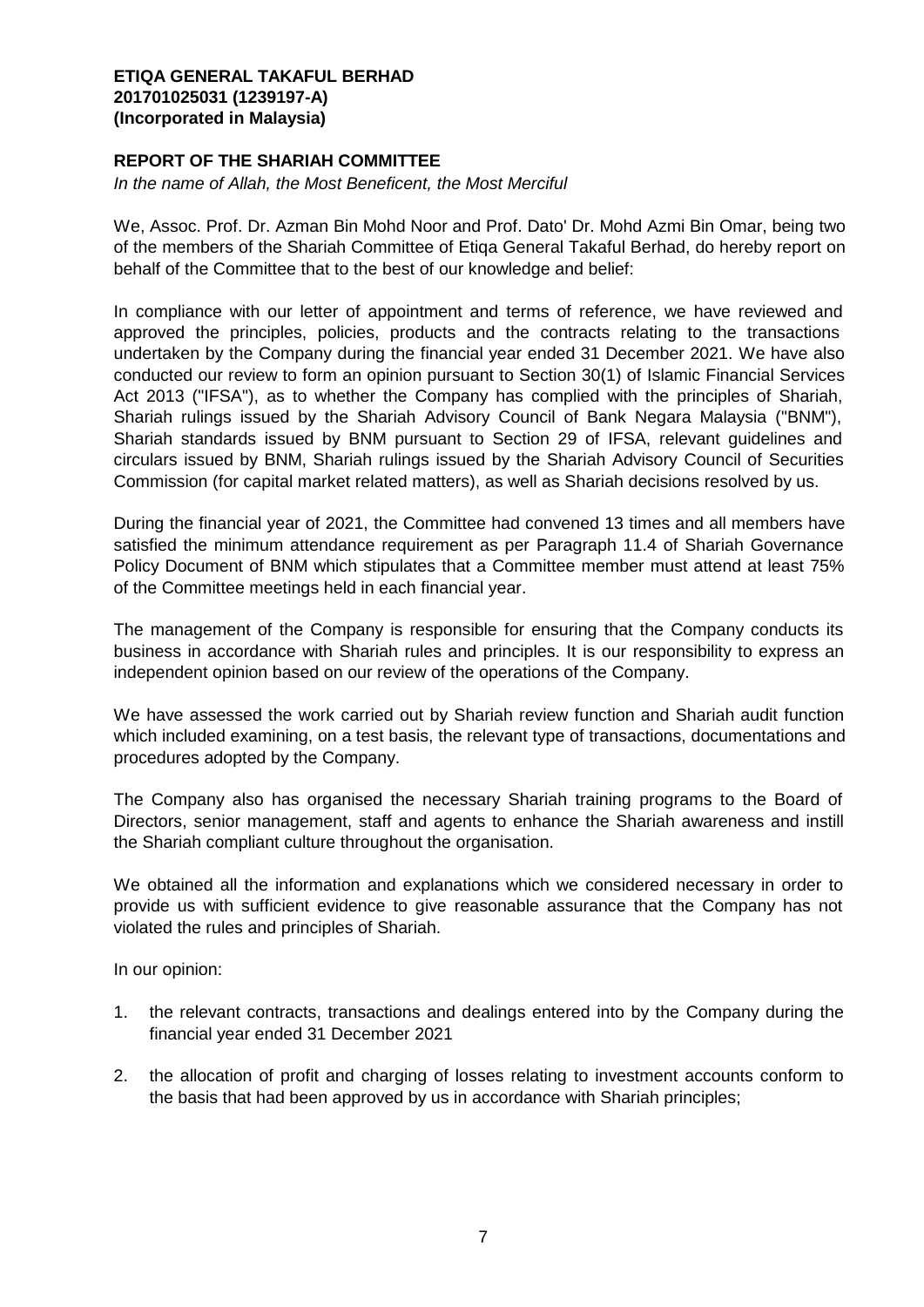**ETIQA GENERAL TAKAFUL BERHAD**
**201701025031 (1239197-A)**
**(Incorporated in Malaysia)**

## REPORT OF THE SHARIAH COMMITTEE

*In the name of Allah, the Most Beneficent, the Most Merciful*

We, Assoc. Prof. Dr. Azman Bin Mohd Noor and Prof. Dato' Dr. Mohd Azmi Bin Omar, being two of the members of the Shariah Committee of Etiqa General Takaful Berhad, do hereby report on behalf of the Committee that to the best of our knowledge and belief:

In compliance with our letter of appointment and terms of reference, we have reviewed and approved the principles, policies, products and the contracts relating to the transactions undertaken by the Company during the financial year ended 31 December 2021. We have also conducted our review to form an opinion pursuant to Section 30(1) of Islamic Financial Services Act 2013 ("IFSA"), as to whether the Company has complied with the principles of Shariah, Shariah rulings issued by the Shariah Advisory Council of Bank Negara Malaysia ("BNM"), Shariah standards issued by BNM pursuant to Section 29 of IFSA, relevant guidelines and circulars issued by BNM, Shariah rulings issued by the Shariah Advisory Council of Securities Commission (for capital market related matters), as well as Shariah decisions resolved by us.

During the financial year of 2021, the Committee had convened 13 times and all members have satisfied the minimum attendance requirement as per Paragraph 11.4 of Shariah Governance Policy Document of BNM which stipulates that a Committee member must attend at least 75% of the Committee meetings held in each financial year.

The management of the Company is responsible for ensuring that the Company conducts its business in accordance with Shariah rules and principles. It is our responsibility to express an independent opinion based on our review of the operations of the Company.

We have assessed the work carried out by Shariah review function and Shariah audit function which included examining, on a test basis, the relevant type of transactions, documentations and procedures adopted by the Company.

The Company also has organised the necessary Shariah training programs to the Board of Directors, senior management, staff and agents to enhance the Shariah awareness and instill the Shariah compliant culture throughout the organisation.

We obtained all the information and explanations which we considered necessary in order to provide us with sufficient evidence to give reasonable assurance that the Company has not violated the rules and principles of Shariah.

In our opinion:

1. the relevant contracts, transactions and dealings entered into by the Company during the financial year ended 31 December 2021
2. the allocation of profit and charging of losses relating to investment accounts conform to the basis that had been approved by us in accordance with Shariah principles;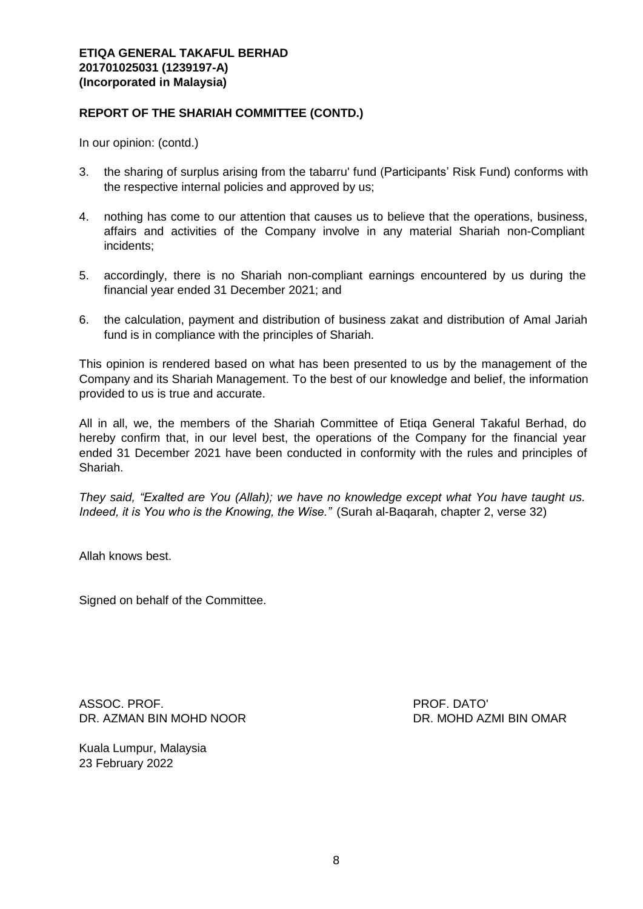**ETIQA GENERAL TAKAFUL BERHAD**
**201701025031 (1239197-A)**
**(Incorporated in Malaysia)**

## REPORT OF THE SHARIAH COMMITTEE (CONTD.)

In our opinion: (contd.)

3. the sharing of surplus arising from the tabarru' fund (Participants' Risk Fund) conforms with the respective internal policies and approved by us;

4. nothing has come to our attention that causes us to believe that the operations, business, affairs and activities of the Company involve in any material Shariah non-Compliant incidents;

5. accordingly, there is no Shariah non-compliant earnings encountered by us during the financial year ended 31 December 2021; and

6. the calculation, payment and distribution of business zakat and distribution of Amal Jariah fund is in compliance with the principles of Shariah.

This opinion is rendered based on what has been presented to us by the management of the Company and its Shariah Management. To the best of our knowledge and belief, the information provided to us is true and accurate.

All in all, we, the members of the Shariah Committee of Etiqa General Takaful Berhad, do hereby confirm that, in our level best, the operations of the Company for the financial year ended 31 December 2021 have been conducted in conformity with the rules and principles of Shariah.

*They said, "Exalted are You (Allah); we have no knowledge except what You have taught us. Indeed, it is You who is the Knowing, the Wise."* (Surah al-Baqarah, chapter 2, verse 32)

Allah knows best.

Signed on behalf of the Committee.

ASSOC. PROF.
DR. AZMAN BIN MOHD NOOR

PROF. DATO'
DR. MOHD AZMI BIN OMAR

Kuala Lumpur, Malaysia
23 February 2022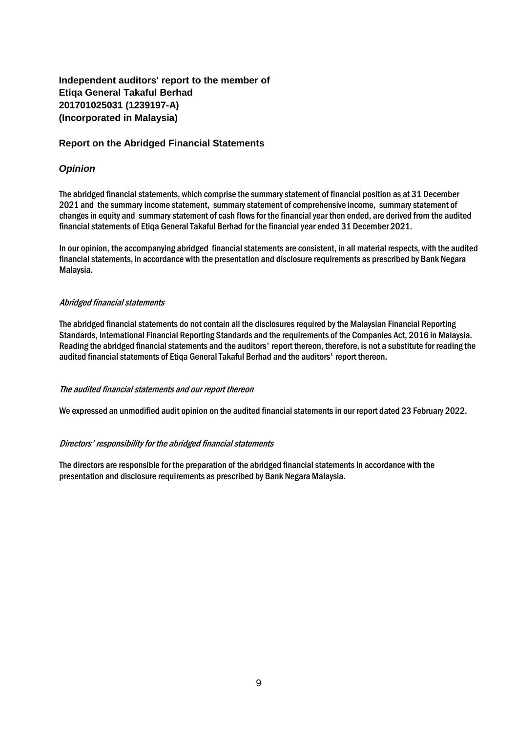**Independent auditors' report to the member of**
**Etiqa General Takaful Berhad**
**201701025031 (1239197-A)**
**(Incorporated in Malaysia)**

## Report on the Abridged Financial Statements

### *Opinion*

The abridged financial statements, which comprise the summary statement of financial position as at 31 December 2021 and the summary income statement, summary statement of comprehensive income, summary statement of changes in equity and summary statement of cash flows for the financial year then ended, are derived from the audited financial statements of Etiqa General Takaful Berhad for the financial year ended 31 December 2021.

In our opinion, the accompanying abridged financial statements are consistent, in all material respects, with the audited financial statements, in accordance with the presentation and disclosure requirements as prescribed by Bank Negara Malaysia.

*Abridged financial statements*

The abridged financial statements do not contain all the disclosures required by the Malaysian Financial Reporting Standards, International Financial Reporting Standards and the requirements of the Companies Act, 2016 in Malaysia. Reading the abridged financial statements and the auditors' report thereon, therefore, is not a substitute for reading the audited financial statements of Etiqa General Takaful Berhad and the auditors' report thereon.

*The audited financial statements and our report thereon*

We expressed an unmodified audit opinion on the audited financial statements in our report dated 23 February 2022.

*Directors' responsibility for the abridged financial statements*

The directors are responsible for the preparation of the abridged financial statements in accordance with the presentation and disclosure requirements as prescribed by Bank Negara Malaysia.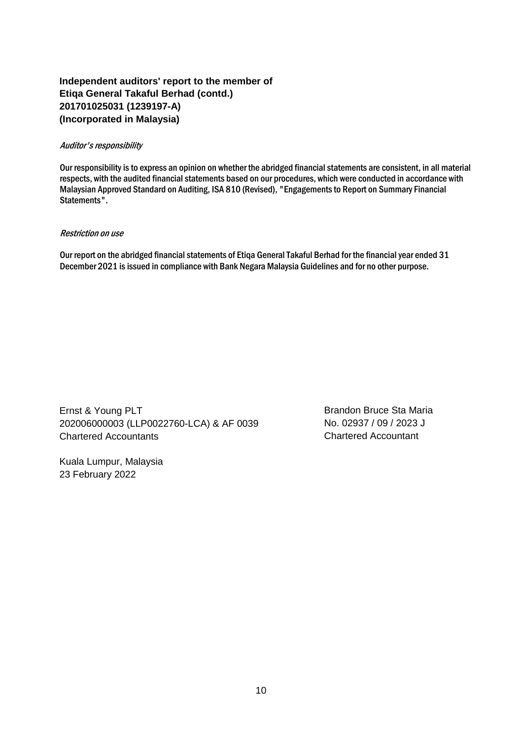**Independent auditors' report to the member of**
**Etiqa General Takaful Berhad (contd.)**
**201701025031 (1239197-A)**
**(Incorporated in Malaysia)**

*Auditor's responsibility*

Our responsibility is to express an opinion on whether the abridged financial statements are consistent, in all material respects, with the audited financial statements based on our procedures, which were conducted in accordance with Malaysian Approved Standard on Auditing, ISA 810 (Revised), "Engagements to Report on Summary Financial Statements".

*Restriction on use*

Our report on the abridged financial statements of Etiqa General Takaful Berhad for the financial year ended 31 December 2021 is issued in compliance with Bank Negara Malaysia Guidelines and for no other purpose.

Ernst & Young PLT
202006000003 (LLP0022760-LCA) & AF 0039
Chartered Accountants

Brandon Bruce Sta Maria
No. 02937 / 09 / 2023 J
Chartered Accountant

Kuala Lumpur, Malaysia
23 February 2022